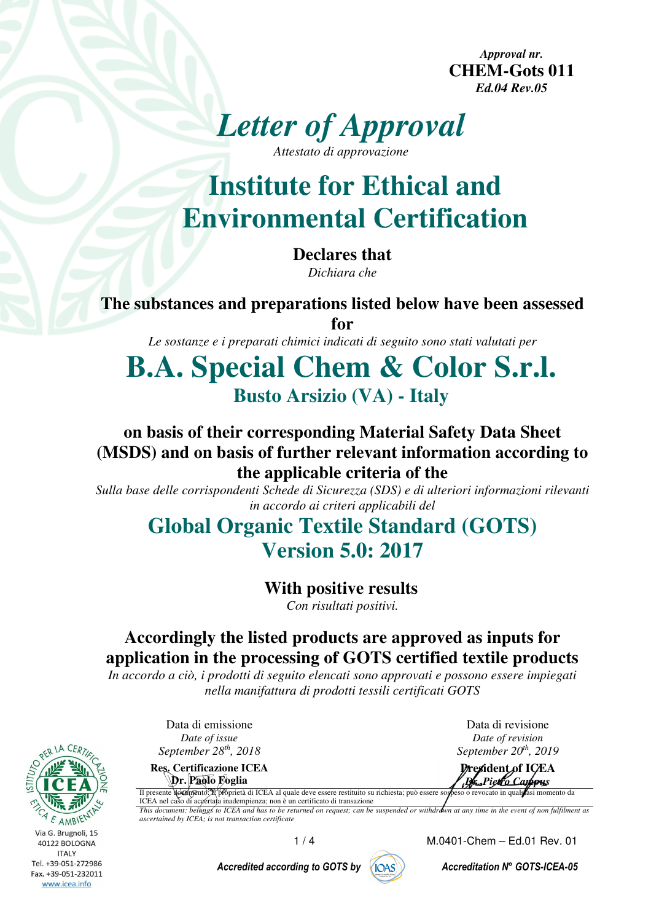*Approval nr.*
**CHEM-Gots 011**
*Ed.04 Rev.05*

# *Letter of Approval*

*Attestato di approvazione*

# Institute for Ethical and Environmental Certification

**Declares that**

*Dichiara che*

**The substances and preparations listed below have been assessed for**

*Le sostanze e i preparati chimici indicati di seguito sono stati valutati per*

# B.A. Special Chem & Color S.r.l.

## Busto Arsizio (VA) - Italy

**on basis of their corresponding Material Safety Data Sheet (MSDS) and on basis of further relevant information according to the applicable criteria of the**

*Sulla base delle corrispondenti Schede di Sicurezza (SDS) e di ulteriori informazioni rilevanti in accordo ai criteri applicabili del*

## Global Organic Textile Standard (GOTS) Version 5.0: 2017

**With positive results**

*Con risultati positivi.*

**Accordingly the listed products are approved as inputs for application in the processing of GOTS certified textile products**

*In accordo a ciò, i prodotti di seguito elencati sono approvati e possono essere impiegati nella manifattura di prodotti tessili certificati GOTS*

| Data di emissione *Date of issue* *September 28th, 2018* | Data di revisione *Date of revision* *September 20th, 2019* |
|---|---|
| **Res. Certificazione ICEA** **Dr. Paolo Foglia** | **President of ICEA** ***Dr. Pietro Campus*** |

Il presente documento è proprietà di ICEA al quale deve essere restituito su richiesta; può essere sospeso o revocato in qualsiasi momento da ICEA nel caso di accertata inadempienza; non è un certificato di transazione

*This document: belongs to ICEA and has to be returned on request; can be suspended or withdrawn at any time in the event of non fulfilment as ascertained by ICEA; is not transaction certificate*

Via G. Brugnoli, 15
40122 BOLOGNA
ITALY
Tel. +39-051-272986
Fax. +39-051-232011
www.icea.info

M.0401-Chem – Ed.01 Rev. 01

*Accredited according to GOTS by* IOAS — *Accreditation N° GOTS-ICEA-05*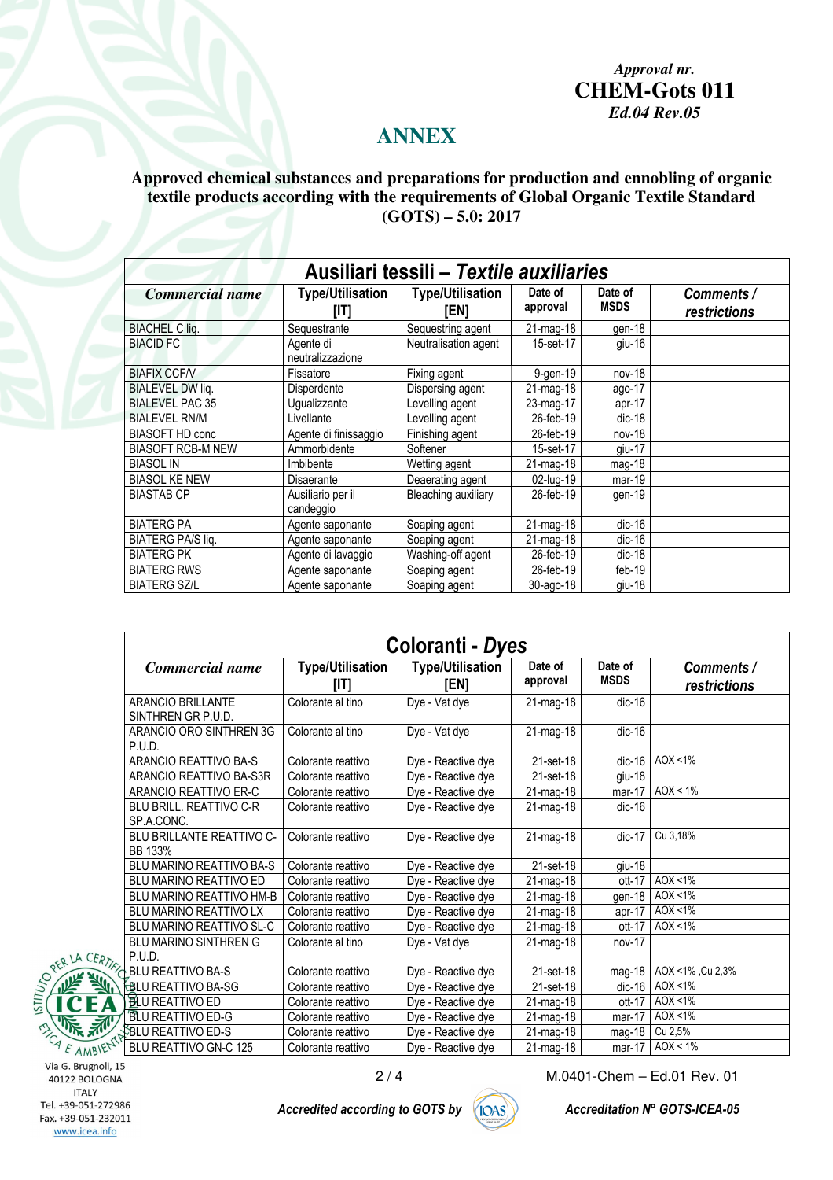*Approval nr.*
**CHEM-Gots 011**
*Ed.04 Rev.05*

## ANNEX

**Approved chemical substances and preparations for production and ennobling of organic textile products according with the requirements of Global Organic Textile Standard (GOTS) – 5.0: 2017**

| Ausiliari tessili – *Textile auxiliaries* | | | | | |
|---|---|---|---|---|---|
| ***Commercial name*** | **Type/Utilisation [IT]** | **Type/Utilisation [EN]** | **Date of approval** | **Date of MSDS** | ***Comments / restrictions*** |
| BIACHEL C liq. | Sequestrante | Sequestring agent | 21-mag-18 | gen-18 | |
| BIACID FC | Agente di neutralizzazione | Neutralisation agent | 15-set-17 | giu-16 | |
| BIAFIX CCF/V | Fissatore | Fixing agent | 9-gen-19 | nov-18 | |
| BIALEVEL DW liq. | Disperdente | Dispersing agent | 21-mag-18 | ago-17 | |
| BIALEVEL PAC 35 | Ugualizzante | Levelling agent | 23-mag-17 | apr-17 | |
| BIALEVEL RN/M | Livellante | Levelling agent | 26-feb-19 | dic-18 | |
| BIASOFT HD conc | Agente di finissaggio | Finishing agent | 26-feb-19 | nov-18 | |
| BIASOFT RCB-M NEW | Ammorbidente | Softener | 15-set-17 | giu-17 | |
| BIASOL IN | Imbibente | Wetting agent | 21-mag-18 | mag-18 | |
| BIASOL KE NEW | Disaerante | Deaerating agent | 02-lug-19 | mar-19 | |
| BIASTAB CP | Ausiliario per il candeggio | Bleaching auxiliary | 26-feb-19 | gen-19 | |
| BIATERG PA | Agente saponante | Soaping agent | 21-mag-18 | dic-16 | |
| BIATERG PA/S liq. | Agente saponante | Soaping agent | 21-mag-18 | dic-16 | |
| BIATERG PK | Agente di lavaggio | Washing-off agent | 26-feb-19 | dic-18 | |
| BIATERG RWS | Agente saponante | Soaping agent | 26-feb-19 | feb-19 | |
| BIATERG SZ/L | Agente saponante | Soaping agent | 30-ago-18 | giu-18 | |

| Coloranti - *Dyes* | | | | | |
|---|---|---|---|---|---|
| ***Commercial name*** | **Type/Utilisation [IT]** | **Type/Utilisation [EN]** | **Date of approval** | **Date of MSDS** | ***Comments / restrictions*** |
| ARANCIO BRILLANTE SINTHREN GR P.U.D. | Colorante al tino | Dye - Vat dye | 21-mag-18 | dic-16 | |
| ARANCIO ORO SINTHREN 3G P.U.D. | Colorante al tino | Dye - Vat dye | 21-mag-18 | dic-16 | |
| ARANCIO REATTIVO BA-S | Colorante reattivo | Dye - Reactive dye | 21-set-18 | dic-16 | AOX <1% |
| ARANCIO REATTIVO BA-S3R | Colorante reattivo | Dye - Reactive dye | 21-set-18 | giu-18 | |
| ARANCIO REATTIVO ER-C | Colorante reattivo | Dye - Reactive dye | 21-mag-18 | mar-17 | AOX < 1% |
| BLU BRILL. REATTIVO C-R SP.A.CONC. | Colorante reattivo | Dye - Reactive dye | 21-mag-18 | dic-16 | |
| BLU BRILLANTE REATTIVO C-BB 133% | Colorante reattivo | Dye - Reactive dye | 21-mag-18 | dic-17 | Cu 3,18% |
| BLU MARINO REATTIVO BA-S | Colorante reattivo | Dye - Reactive dye | 21-set-18 | giu-18 | |
| BLU MARINO REATTIVO ED | Colorante reattivo | Dye - Reactive dye | 21-mag-18 | ott-17 | AOX <1% |
| BLU MARINO REATTIVO HM-B | Colorante reattivo | Dye - Reactive dye | 21-mag-18 | gen-18 | AOX <1% |
| BLU MARINO REATTIVO LX | Colorante reattivo | Dye - Reactive dye | 21-mag-18 | apr-17 | AOX <1% |
| BLU MARINO REATTIVO SL-C | Colorante reattivo | Dye - Reactive dye | 21-mag-18 | ott-17 | AOX <1% |
| BLU MARINO SINTHREN G P.U.D. | Colorante al tino | Dye - Vat dye | 21-mag-18 | nov-17 | |
| BLU REATTIVO BA-S | Colorante reattivo | Dye - Reactive dye | 21-set-18 | mag-18 | AOX <1% ,Cu 2,3% |
| BLU REATTIVO BA-SG | Colorante reattivo | Dye - Reactive dye | 21-set-18 | dic-16 | AOX <1% |
| BLU REATTIVO ED | Colorante reattivo | Dye - Reactive dye | 21-mag-18 | ott-17 | AOX <1% |
| BLU REATTIVO ED-G | Colorante reattivo | Dye - Reactive dye | 21-mag-18 | mar-17 | AOX <1% |
| BLU REATTIVO ED-S | Colorante reattivo | Dye - Reactive dye | 21-mag-18 | mag-18 | Cu 2,5% |
| BLU REATTIVO GN-C 125 | Colorante reattivo | Dye - Reactive dye | 21-mag-18 | mar-17 | AOX < 1% |

M.0401-Chem – Ed.01 Rev. 01

*Accredited according to GOTS by* IOAS — *Accreditation N° GOTS-ICEA-05*

Via G. Brugnoli, 15
40122 BOLOGNA
ITALY
Tel. +39-051-272986
Fax. +39-051-232011
www.icea.info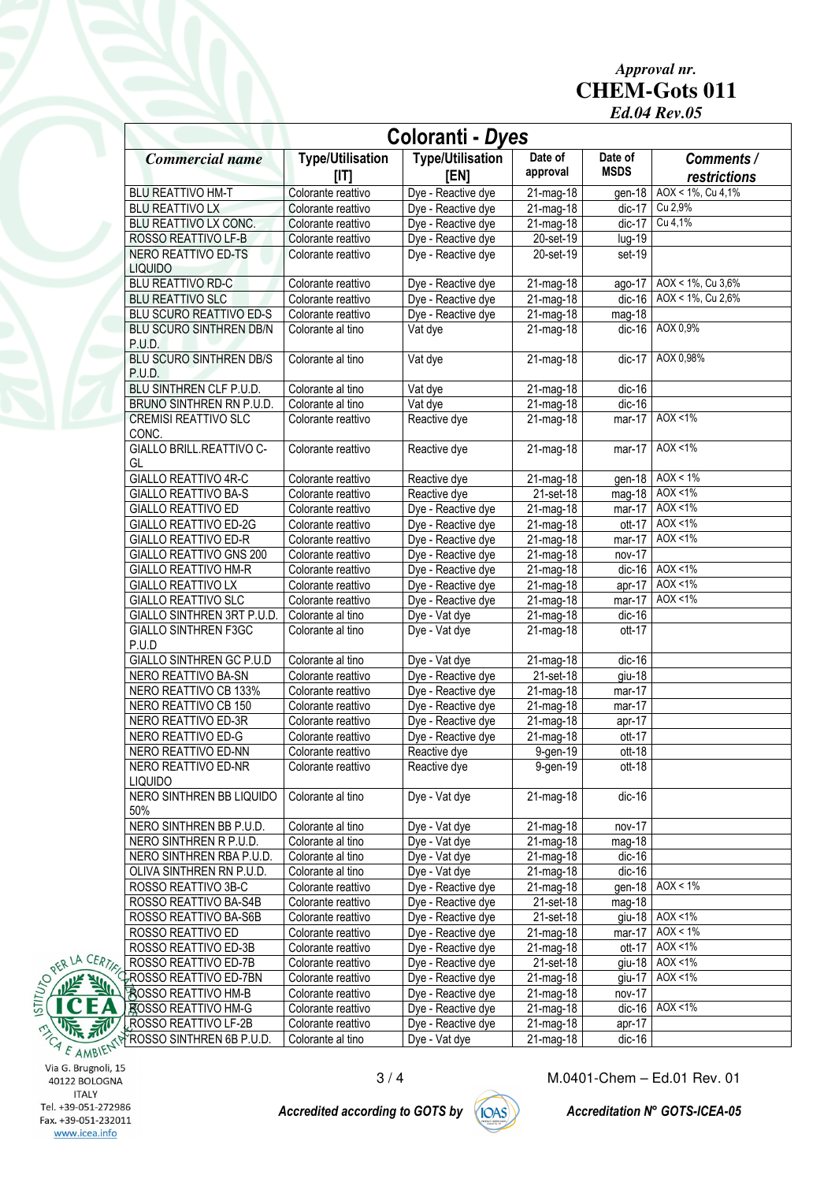*Approval nr.*
**CHEM-Gots 011**
*Ed.04 Rev.05*

## Coloranti - *Dyes*

| *Commercial name* | Type/Utilisation [IT] | Type/Utilisation [EN] | Date of approval | Date of MSDS | *Comments / restrictions* |
|---|---|---|---|---|---|
| BLU REATTIVO HM-T | Colorante reattivo | Dye - Reactive dye | 21-mag-18 | gen-18 | AOX < 1%, Cu 4,1% |
| BLU REATTIVO LX | Colorante reattivo | Dye - Reactive dye | 21-mag-18 | dic-17 | Cu 2,9% |
| BLU REATTIVO LX CONC. | Colorante reattivo | Dye - Reactive dye | 21-mag-18 | dic-17 | Cu 4,1% |
| ROSSO REATTIVO LF-B | Colorante reattivo | Dye - Reactive dye | 20-set-19 | lug-19 | |
| NERO REATTIVO ED-TS LIQUIDO | Colorante reattivo | Dye - Reactive dye | 20-set-19 | set-19 | |
| BLU REATTIVO RD-C | Colorante reattivo | Dye - Reactive dye | 21-mag-18 | ago-17 | AOX < 1%, Cu 3,6% |
| BLU REATTIVO SLC | Colorante reattivo | Dye - Reactive dye | 21-mag-18 | dic-16 | AOX < 1%, Cu 2,6% |
| BLU SCURO REATTIVO ED-S | Colorante reattivo | Dye - Reactive dye | 21-mag-18 | mag-18 | |
| BLU SCURO SINTHREN DB/N P.U.D. | Colorante al tino | Vat dye | 21-mag-18 | dic-16 | AOX 0,9% |
| BLU SCURO SINTHREN DB/S P.U.D. | Colorante al tino | Vat dye | 21-mag-18 | dic-17 | AOX 0,98% |
| BLU SINTHREN CLF P.U.D. | Colorante al tino | Vat dye | 21-mag-18 | dic-16 | |
| BRUNO SINTHREN RN P.U.D. | Colorante al tino | Vat dye | 21-mag-18 | dic-16 | |
| CREMISI REATTIVO SLC CONC. | Colorante reattivo | Reactive dye | 21-mag-18 | mar-17 | AOX <1% |
| GIALLO BRILL.REATTIVO C-GL | Colorante reattivo | Reactive dye | 21-mag-18 | mar-17 | AOX <1% |
| GIALLO REATTIVO 4R-C | Colorante reattivo | Reactive dye | 21-mag-18 | gen-18 | AOX < 1% |
| GIALLO REATTIVO BA-S | Colorante reattivo | Reactive dye | 21-set-18 | mag-18 | AOX <1% |
| GIALLO REATTIVO ED | Colorante reattivo | Dye - Reactive dye | 21-mag-18 | mar-17 | AOX <1% |
| GIALLO REATTIVO ED-2G | Colorante reattivo | Dye - Reactive dye | 21-mag-18 | ott-17 | AOX <1% |
| GIALLO REATTIVO ED-R | Colorante reattivo | Dye - Reactive dye | 21-mag-18 | mar-17 | AOX <1% |
| GIALLO REATTIVO GNS 200 | Colorante reattivo | Dye - Reactive dye | 21-mag-18 | nov-17 | |
| GIALLO REATTIVO HM-R | Colorante reattivo | Dye - Reactive dye | 21-mag-18 | dic-16 | AOX <1% |
| GIALLO REATTIVO LX | Colorante reattivo | Dye - Reactive dye | 21-mag-18 | apr-17 | AOX <1% |
| GIALLO REATTIVO SLC | Colorante reattivo | Dye - Reactive dye | 21-mag-18 | mar-17 | AOX <1% |
| GIALLO SINTHREN 3RT P.U.D. | Colorante al tino | Dye - Vat dye | 21-mag-18 | dic-16 | |
| GIALLO SINTHREN F3GC P.U.D | Colorante al tino | Dye - Vat dye | 21-mag-18 | ott-17 | |
| GIALLO SINTHREN GC P.U.D | Colorante al tino | Dye - Vat dye | 21-mag-18 | dic-16 | |
| NERO REATTIVO BA-SN | Colorante reattivo | Dye - Reactive dye | 21-set-18 | giu-18 | |
| NERO REATTIVO CB 133% | Colorante reattivo | Dye - Reactive dye | 21-mag-18 | mar-17 | |
| NERO REATTIVO CB 150 | Colorante reattivo | Dye - Reactive dye | 21-mag-18 | mar-17 | |
| NERO REATTIVO ED-3R | Colorante reattivo | Dye - Reactive dye | 21-mag-18 | apr-17 | |
| NERO REATTIVO ED-G | Colorante reattivo | Dye - Reactive dye | 21-mag-18 | ott-17 | |
| NERO REATTIVO ED-NN | Colorante reattivo | Reactive dye | 9-gen-19 | ott-18 | |
| NERO REATTIVO ED-NR LIQUIDO | Colorante reattivo | Reactive dye | 9-gen-19 | ott-18 | |
| NERO SINTHREN BB LIQUIDO 50% | Colorante al tino | Dye - Vat dye | 21-mag-18 | dic-16 | |
| NERO SINTHREN BB P.U.D. | Colorante al tino | Dye - Vat dye | 21-mag-18 | nov-17 | |
| NERO SINTHREN R P.U.D. | Colorante al tino | Dye - Vat dye | 21-mag-18 | mag-18 | |
| NERO SINTHREN RBA P.U.D. | Colorante al tino | Dye - Vat dye | 21-mag-18 | dic-16 | |
| OLIVA SINTHREN RN P.U.D. | Colorante al tino | Dye - Vat dye | 21-mag-18 | dic-16 | |
| ROSSO REATTIVO 3B-C | Colorante reattivo | Dye - Reactive dye | 21-mag-18 | gen-18 | AOX < 1% |
| ROSSO REATTIVO BA-S4B | Colorante reattivo | Dye - Reactive dye | 21-set-18 | mag-18 | |
| ROSSO REATTIVO BA-S6B | Colorante reattivo | Dye - Reactive dye | 21-set-18 | giu-18 | AOX <1% |
| ROSSO REATTIVO ED | Colorante reattivo | Dye - Reactive dye | 21-mag-18 | mar-17 | AOX < 1% |
| ROSSO REATTIVO ED-3B | Colorante reattivo | Dye - Reactive dye | 21-mag-18 | ott-17 | AOX <1% |
| ROSSO REATTIVO ED-7B | Colorante reattivo | Dye - Reactive dye | 21-set-18 | giu-18 | AOX <1% |
| ROSSO REATTIVO ED-7BN | Colorante reattivo | Dye - Reactive dye | 21-mag-18 | giu-17 | AOX <1% |
| ROSSO REATTIVO HM-B | Colorante reattivo | Dye - Reactive dye | 21-mag-18 | nov-17 | |
| ROSSO REATTIVO HM-G | Colorante reattivo | Dye - Reactive dye | 21-mag-18 | dic-16 | AOX <1% |
| ROSSO REATTIVO LF-2B | Colorante reattivo | Dye - Reactive dye | 21-mag-18 | apr-17 | |
| ROSSO SINTHREN 6B P.U.D. | Colorante al tino | Dye - Vat dye | 21-mag-18 | dic-16 | |

Via G. Brugnoli, 15
40122 BOLOGNA
ITALY
Tel. +39-051-272986
Fax. +39-051-232011
www.icea.info

M.0401-Chem – Ed.01 Rev. 01

*Accredited according to GOTS by* IOAS

*Accreditation N° GOTS-ICEA-05*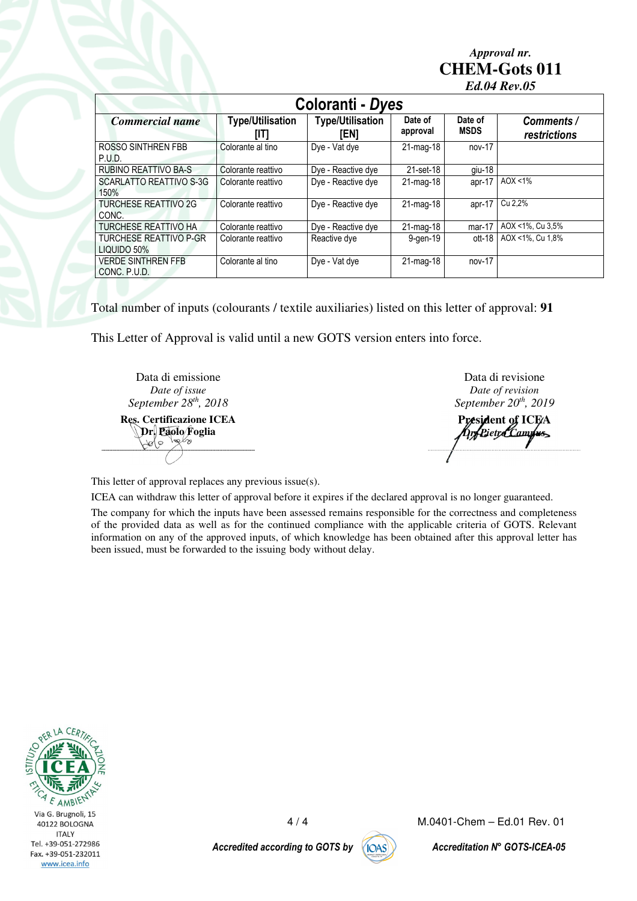*Approval nr.*
**CHEM-Gots 011**
*Ed.04 Rev.05*

## Coloranti - *Dyes*

| *Commercial name* | Type/Utilisation [IT] | Type/Utilisation [EN] | Date of approval | Date of MSDS | *Comments / restrictions* |
|---|---|---|---|---|---|
| ROSSO SINTHREN FBB P.U.D. | Colorante al tino | Dye - Vat dye | 21-mag-18 | nov-17 | |
| RUBINO REATTIVO BA-S | Colorante reattivo | Dye - Reactive dye | 21-set-18 | giu-18 | |
| SCARLATTO REATTIVO S-3G 150% | Colorante reattivo | Dye - Reactive dye | 21-mag-18 | apr-17 | AOX <1% |
| TURCHESE REATTIVO 2G CONC. | Colorante reattivo | Dye - Reactive dye | 21-mag-18 | apr-17 | Cu 2,2% |
| TURCHESE REATTIVO HA | Colorante reattivo | Dye - Reactive dye | 21-mag-18 | mar-17 | AOX <1%, Cu 3,5% |
| TURCHESE REATTIVO P-GR LIQUIDO 50% | Colorante reattivo | Reactive dye | 9-gen-19 | ott-18 | AOX <1%, Cu 1,8% |
| VERDE SINTHREN FFB CONC. P.U.D. | Colorante al tino | Dye - Vat dye | 21-mag-18 | nov-17 | |

Total number of inputs (colourants / textile auxiliaries) listed on this letter of approval: **91**

This Letter of Approval is valid until a new GOTS version enters into force.

Data di emissione
*Date of issue*
*September 28th, 2018*
**Res. Certificazione ICEA**
**Dr. Paolo Foglia**

Data di revisione
*Date of revision*
*September 20th, 2019*
**President of ICEA**
***Dr. Pietro Campus***

This letter of approval replaces any previous issue(s).

ICEA can withdraw this letter of approval before it expires if the declared approval is no longer guaranteed.

The company for which the inputs have been assessed remains responsible for the correctness and completeness of the provided data as well as for the continued compliance with the applicable criteria of GOTS. Relevant information on any of the approved inputs, of which knowledge has been obtained after this approval letter has been issued, must be forwarded to the issuing body without delay.

ISTITUTO PER LA CERTIFICAZIONE ETICA E AMBIENTALE
ICEA
Via G. Brugnoli, 15
40122 BOLOGNA
ITALY
Tel. +39-051-272986
Fax. +39-051-232011
www.icea.info

M.0401-Chem – Ed.01 Rev. 01

*Accredited according to GOTS by* IOAS *Accreditation N° GOTS-ICEA-05*